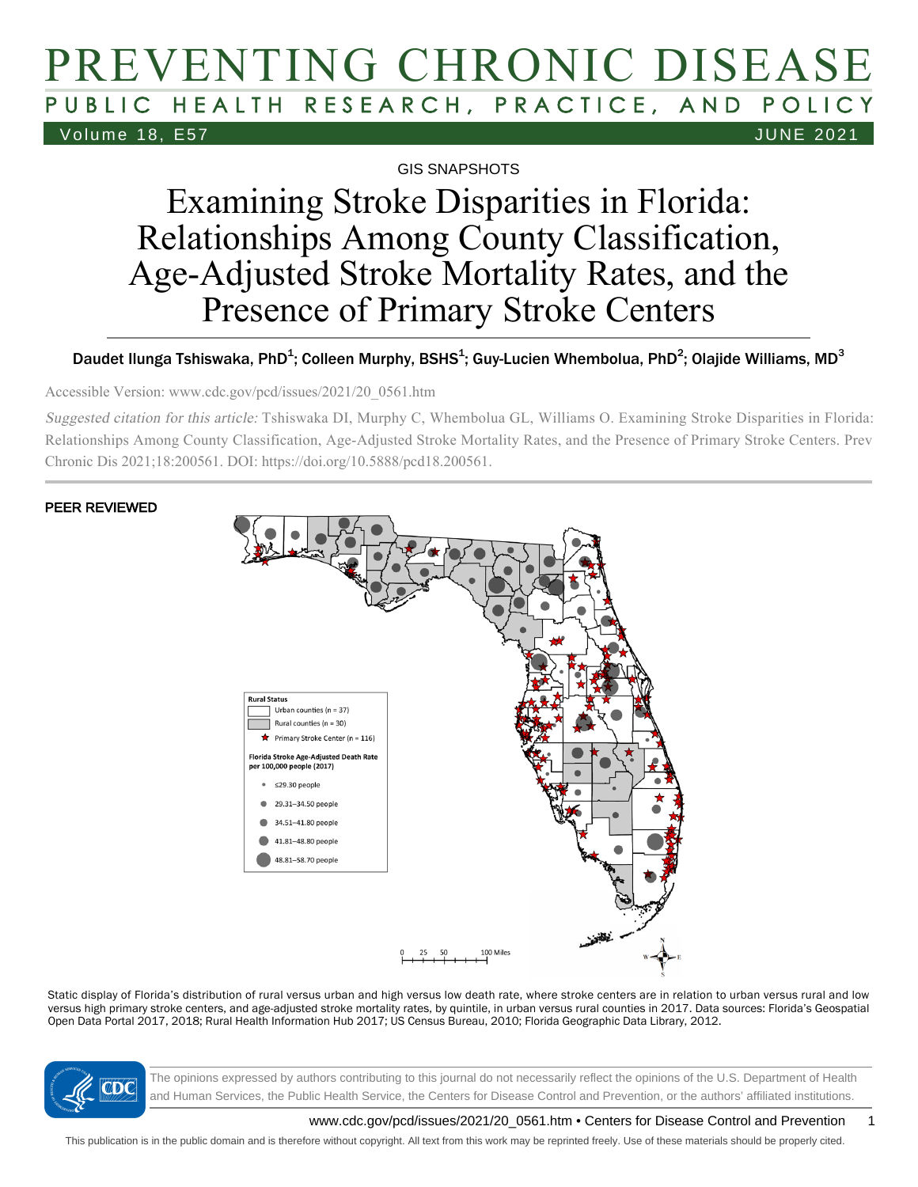# PREVENTING CHRONIC DISEASE

PUBLIC HEALTH RESEARCH, PRACTICE, AND POLICY

Volume 18, E57 JUNE 2021

GIS SNAPSHOTS

# Examining Stroke Disparities in Florida: Relationships Among County Classification, Age-Adjusted Stroke Mortality Rates, and the Presence of Primary Stroke Centers

Daudet Ilunga Tshiswaka, PhD[1]; Colleen Murphy, BSHS[1]; Guy-Lucien Whembolua, PhD[2]; Olajide Williams, MD[3]

Accessible Version: www.cdc.gov/pcd/issues/2021/20_0561.htm

*Suggested citation for this article:* Tshiswaka DI, Murphy C, Whembolua GL, Williams O. Examining Stroke Disparities in Florida: Relationships Among County Classification, Age-Adjusted Stroke Mortality Rates, and the Presence of Primary Stroke Centers. Prev Chronic Dis 2021;18:200561. DOI: https://doi.org/10.5888/pcd18.200561.

PEER REVIEWED

Rural Status
- Urban counties (n = 37)
- Rural counties (n = 30)
- Primary Stroke Center (n = 116)

Florida Stroke Age-Adjusted Death Rate per 100,000 people (2017)
- ≤29.30 people
- 29.31–34.50 people
- 34.51–41.80 people
- 41.81–48.80 people
- 48.81–58.70 people

0 25 50 100 Miles

Static display of Florida's distribution of rural versus urban and high versus low death rate, where stroke centers are in relation to urban versus rural and low versus high primary stroke centers, and age-adjusted stroke mortality rates, by quintile, in urban versus rural counties in 2017. Data sources: Florida's Geospatial Open Data Portal 2017, 2018; Rural Health Information Hub 2017; US Census Bureau, 2010; Florida Geographic Data Library, 2012.

The opinions expressed by authors contributing to this journal do not necessarily reflect the opinions of the U.S. Department of Health and Human Services, the Public Health Service, the Centers for Disease Control and Prevention, or the authors' affiliated institutions.

This publication is in the public domain and is therefore without copyright. All text from this work may be reprinted freely. Use of these materials should be properly cited.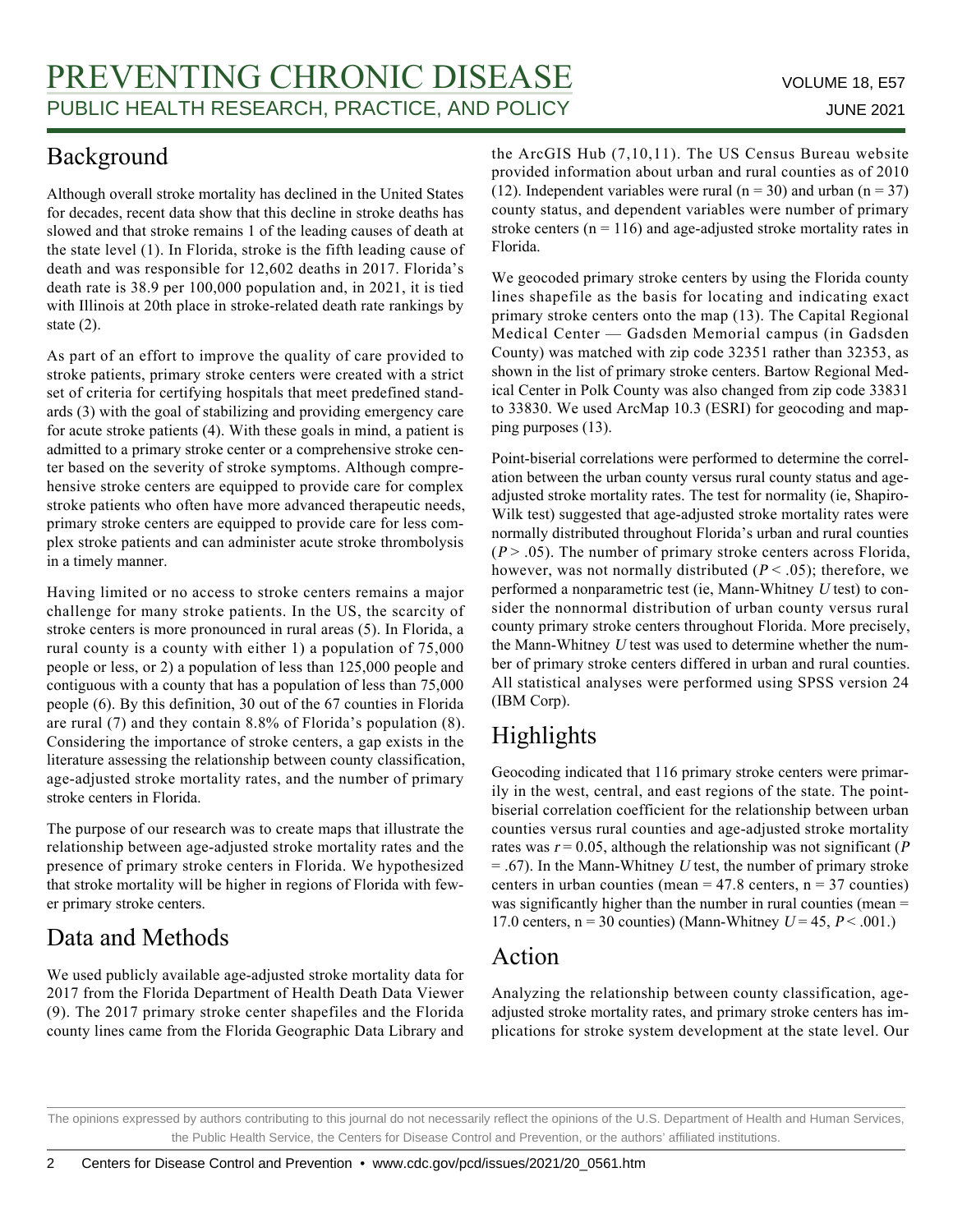## Background

Although overall stroke mortality has declined in the United States for decades, recent data show that this decline in stroke deaths has slowed and that stroke remains 1 of the leading causes of death at the state level (1). In Florida, stroke is the fifth leading cause of death and was responsible for 12,602 deaths in 2017. Florida's death rate is 38.9 per 100,000 population and, in 2021, it is tied with Illinois at 20th place in stroke-related death rate rankings by state (2).

As part of an effort to improve the quality of care provided to stroke patients, primary stroke centers were created with a strict set of criteria for certifying hospitals that meet predefined standards (3) with the goal of stabilizing and providing emergency care for acute stroke patients (4). With these goals in mind, a patient is admitted to a primary stroke center or a comprehensive stroke center based on the severity of stroke symptoms. Although comprehensive stroke centers are equipped to provide care for complex stroke patients who often have more advanced therapeutic needs, primary stroke centers are equipped to provide care for less complex stroke patients and can administer acute stroke thrombolysis in a timely manner.

Having limited or no access to stroke centers remains a major challenge for many stroke patients. In the US, the scarcity of stroke centers is more pronounced in rural areas (5). In Florida, a rural county is a county with either 1) a population of 75,000 people or less, or 2) a population of less than 125,000 people and contiguous with a county that has a population of less than 75,000 people (6). By this definition, 30 out of the 67 counties in Florida are rural (7) and they contain 8.8% of Florida's population (8). Considering the importance of stroke centers, a gap exists in the literature assessing the relationship between county classification, age-adjusted stroke mortality rates, and the number of primary stroke centers in Florida.

The purpose of our research was to create maps that illustrate the relationship between age-adjusted stroke mortality rates and the presence of primary stroke centers in Florida. We hypothesized that stroke mortality will be higher in regions of Florida with fewer primary stroke centers.

## Data and Methods

We used publicly available age-adjusted stroke mortality data for 2017 from the Florida Department of Health Death Data Viewer (9). The 2017 primary stroke center shapefiles and the Florida county lines came from the Florida Geographic Data Library and the ArcGIS Hub (7,10,11). The US Census Bureau website provided information about urban and rural counties as of 2010 (12). Independent variables were rural (n = 30) and urban (n = 37) county status, and dependent variables were number of primary stroke centers (n = 116) and age-adjusted stroke mortality rates in Florida.

We geocoded primary stroke centers by using the Florida county lines shapefile as the basis for locating and indicating exact primary stroke centers onto the map (13). The Capital Regional Medical Center — Gadsden Memorial campus (in Gadsden County) was matched with zip code 32351 rather than 32353, as shown in the list of primary stroke centers. Bartow Regional Medical Center in Polk County was also changed from zip code 33831 to 33830. We used ArcMap 10.3 (ESRI) for geocoding and mapping purposes (13).

Point-biserial correlations were performed to determine the correlation between the urban county versus rural county status and age-adjusted stroke mortality rates. The test for normality (ie, Shapiro-Wilk test) suggested that age-adjusted stroke mortality rates were normally distributed throughout Florida's urban and rural counties ($P > .05$). The number of primary stroke centers across Florida, however, was not normally distributed ($P < .05$); therefore, we performed a nonparametric test (ie, Mann-Whitney *U* test) to consider the nonnormal distribution of urban county versus rural county primary stroke centers throughout Florida. More precisely, the Mann-Whitney *U* test was used to determine whether the number of primary stroke centers differed in urban and rural counties. All statistical analyses were performed using SPSS version 24 (IBM Corp).

## Highlights

Geocoding indicated that 116 primary stroke centers were primarily in the west, central, and east regions of the state. The point-biserial correlation coefficient for the relationship between urban counties versus rural counties and age-adjusted stroke mortality rates was $r = 0.05$, although the relationship was not significant ($P = .67$). In the Mann-Whitney *U* test, the number of primary stroke centers in urban counties (mean = 47.8 centers, n = 37 counties) was significantly higher than the number in rural counties (mean = 17.0 centers, n = 30 counties) (Mann-Whitney $U = 45$, $P < .001$.)

## Action

Analyzing the relationship between county classification, age-adjusted stroke mortality rates, and primary stroke centers has implications for stroke system development at the state level. Our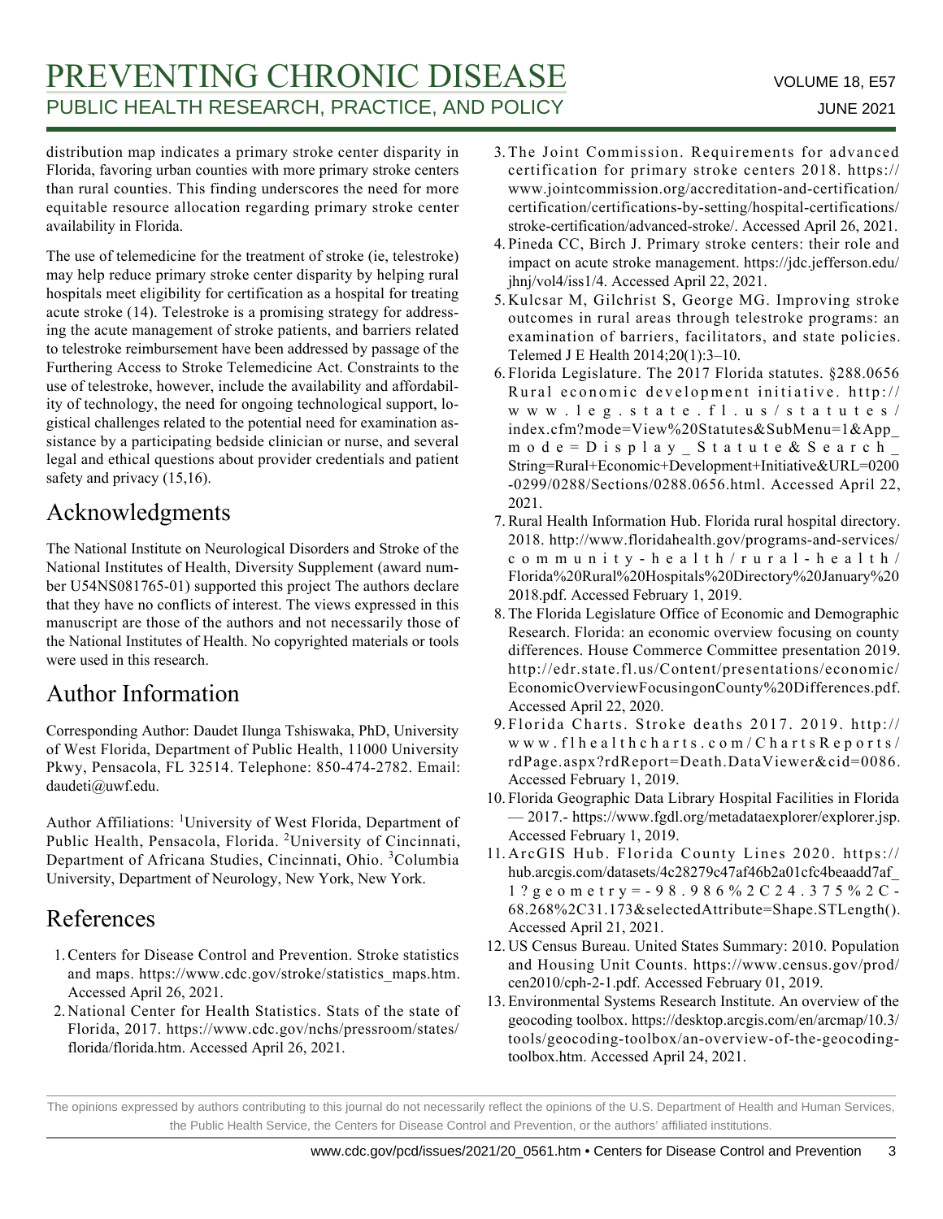distribution map indicates a primary stroke center disparity in Florida, favoring urban counties with more primary stroke centers than rural counties. This finding underscores the need for more equitable resource allocation regarding primary stroke center availability in Florida.

The use of telemedicine for the treatment of stroke (ie, telestroke) may help reduce primary stroke center disparity by helping rural hospitals meet eligibility for certification as a hospital for treating acute stroke (14). Telestroke is a promising strategy for addressing the acute management of stroke patients, and barriers related to telestroke reimbursement have been addressed by passage of the Furthering Access to Stroke Telemedicine Act. Constraints to the use of telestroke, however, include the availability and affordability of technology, the need for ongoing technological support, logistical challenges related to the potential need for examination assistance by a participating bedside clinician or nurse, and several legal and ethical questions about provider credentials and patient safety and privacy (15,16).

## Acknowledgments

The National Institute on Neurological Disorders and Stroke of the National Institutes of Health, Diversity Supplement (award number U54NS081765-01) supported this project The authors declare that they have no conflicts of interest. The views expressed in this manuscript are those of the authors and not necessarily those of the National Institutes of Health. No copyrighted materials or tools were used in this research.

## Author Information

Corresponding Author: Daudet Ilunga Tshiswaka, PhD, University of West Florida, Department of Public Health, 11000 University Pkwy, Pensacola, FL 32514. Telephone: 850-474-2782. Email: daudeti@uwf.edu.

Author Affiliations: [1]University of West Florida, Department of Public Health, Pensacola, Florida. [2]University of Cincinnati, Department of Africana Studies, Cincinnati, Ohio. [3]Columbia University, Department of Neurology, New York, New York.

## References

1. Centers for Disease Control and Prevention. Stroke statistics and maps. https://www.cdc.gov/stroke/statistics_maps.htm. Accessed April 26, 2021.
2. National Center for Health Statistics. Stats of the state of Florida, 2017. https://www.cdc.gov/nchs/pressroom/states/florida/florida.htm. Accessed April 26, 2021.
3. The Joint Commission. Requirements for advanced certification for primary stroke centers 2018. https://www.jointcommission.org/accreditation-and-certification/certification/certifications-by-setting/hospital-certifications/stroke-certification/advanced-stroke/. Accessed April 26, 2021.
4. Pineda CC, Birch J. Primary stroke centers: their role and impact on acute stroke management. https://jdc.jefferson.edu/jhnj/vol4/iss1/4. Accessed April 22, 2021.
5. Kulcsar M, Gilchrist S, George MG. Improving stroke outcomes in rural areas through telestroke programs: an examination of barriers, facilitators, and state policies. Telemed J E Health 2014;20(1):3–10.
6. Florida Legislature. The 2017 Florida statutes. §288.0656 Rural economic development initiative. http://www.leg.state.fl.us/statutes/index.cfm?mode=View%20Statutes&SubMenu=1&App_mode=Display_Statute&Search_String=Rural+Economic+Development+Initiative&URL=0200-0299/0288/Sections/0288.0656.html. Accessed April 22, 2021.
7. Rural Health Information Hub. Florida rural hospital directory. 2018. http://www.floridahealth.gov/programs-and-services/community-health/rural-health/Florida%20Rural%20Hospitals%20Directory%20January%202018.pdf. Accessed February 1, 2019.
8. The Florida Legislature Office of Economic and Demographic Research. Florida: an economic overview focusing on county differences. House Commerce Committee presentation 2019. http://edr.state.fl.us/Content/presentations/economic/EconomicOverviewFocusingonCounty%20Differences.pdf. Accessed April 22, 2020.
9. Florida Charts. Stroke deaths 2017. 2019. http://www.flhealthcharts.com/ChartsReports/rdPage.aspx?rdReport=Death.DataViewer&cid=0086. Accessed February 1, 2019.
10. Florida Geographic Data Library Hospital Facilities in Florida — 2017.- https://www.fgdl.org/metadataexplorer/explorer.jsp. Accessed February 1, 2019.
11. ArcGIS Hub. Florida County Lines 2020. https://hub.arcgis.com/datasets/4c28279c47af46b2a01cfc4beaadd7af_1?geometry=-98.986%2C24.375%2C-68.268%2C31.173&selectedAttribute=Shape.STLength(). Accessed April 21, 2021.
12. US Census Bureau. United States Summary: 2010. Population and Housing Unit Counts. https://www.census.gov/prod/cen2010/cph-2-1.pdf. Accessed February 01, 2019.
13. Environmental Systems Research Institute. An overview of the geocoding toolbox. https://desktop.arcgis.com/en/arcmap/10.3/tools/geocoding-toolbox/an-overview-of-the-geocoding-toolbox.htm. Accessed April 24, 2021.

The opinions expressed by authors contributing to this journal do not necessarily reflect the opinions of the U.S. Department of Health and Human Services, the Public Health Service, the Centers for Disease Control and Prevention, or the authors' affiliated institutions.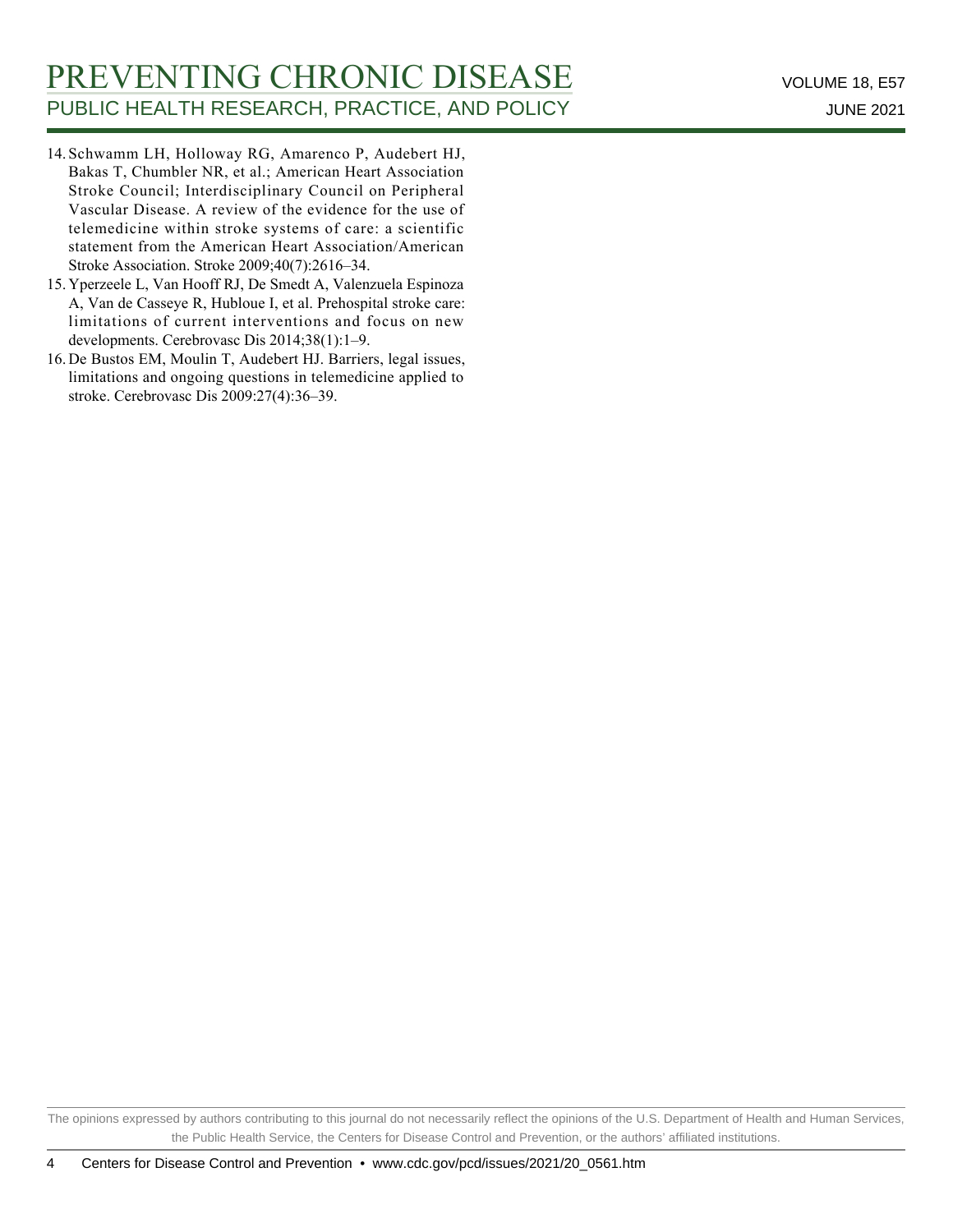14. Schwamm LH, Holloway RG, Amarenco P, Audebert HJ, Bakas T, Chumbler NR, et al.; American Heart Association Stroke Council; Interdisciplinary Council on Peripheral Vascular Disease. A review of the evidence for the use of telemedicine within stroke systems of care: a scientific statement from the American Heart Association/American Stroke Association. Stroke 2009;40(7):2616–34.
15. Yperzeele L, Van Hooff RJ, De Smedt A, Valenzuela Espinoza A, Van de Casseye R, Hubloue I, et al. Prehospital stroke care: limitations of current interventions and focus on new developments. Cerebrovasc Dis 2014;38(1):1–9.
16. De Bustos EM, Moulin T, Audebert HJ. Barriers, legal issues, limitations and ongoing questions in telemedicine applied to stroke. Cerebrovasc Dis 2009:27(4):36–39.

The opinions expressed by authors contributing to this journal do not necessarily reflect the opinions of the U.S. Department of Health and Human Services, the Public Health Service, the Centers for Disease Control and Prevention, or the authors' affiliated institutions.